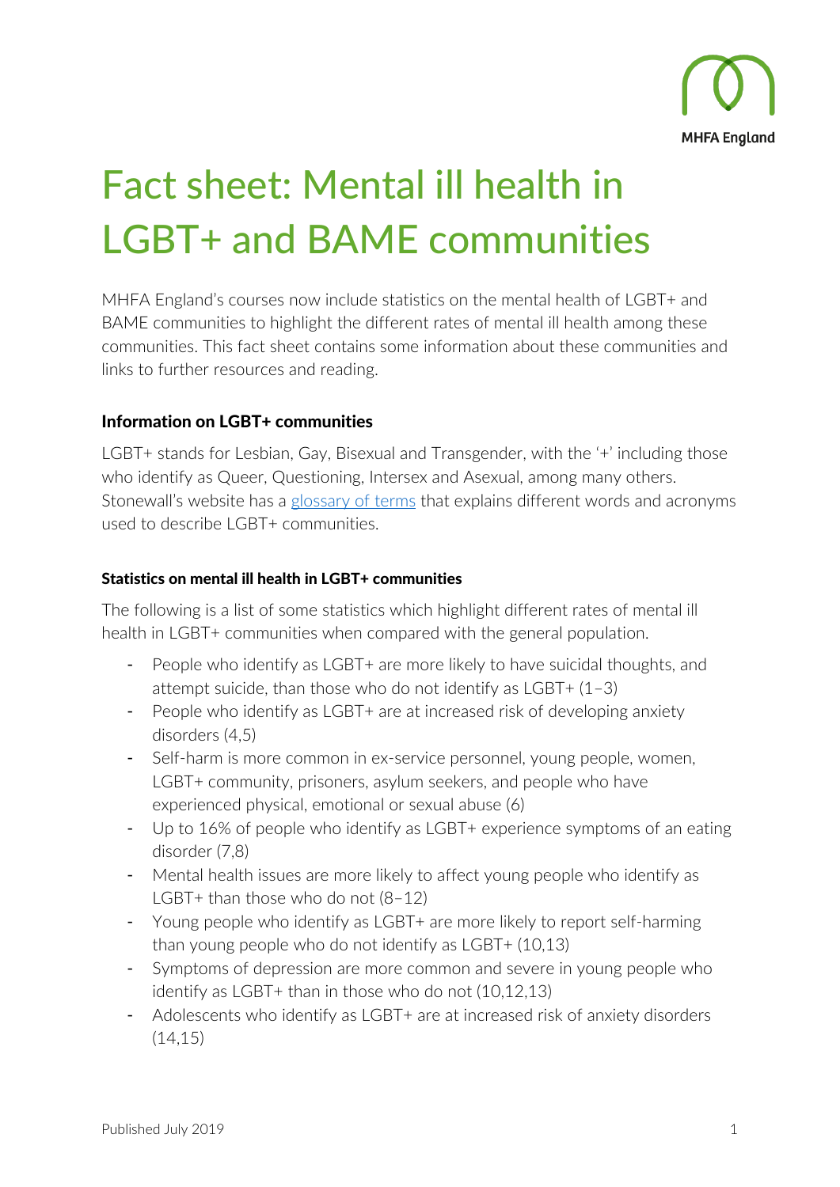# Fact sheet: Mental ill health in LGBT+ and BAME communities

MHFA England's courses now include statistics on the mental health of LGBT+ and BAME communities to highlight the different rates of mental ill health among these communities. This fact sheet contains some information about these communities and links to further resources and reading.

## Information on LGBT+ communities

LGBT+ stands for Lesbian, Gay, Bisexual and Transgender, with the '+' including those who identify as Queer, Questioning, Intersex and Asexual, among many others. Stonewall's website has a glossary of terms that explains different words and acronyms used to describe LGBT+ communities.

### Statistics on mental ill health in LGBT+ communities

The following is a list of some statistics which highlight different rates of mental ill health in LGBT+ communities when compared with the general population.

- People who identify as LGBT+ are more likely to have suicidal thoughts, and attempt suicide, than those who do not identify as LGBT+ (1–3)
- People who identify as LGBT+ are at increased risk of developing anxiety disorders (4,5)
- Self-harm is more common in ex-service personnel, young people, women, LGBT+ community, prisoners, asylum seekers, and people who have experienced physical, emotional or sexual abuse (6)
- Up to 16% of people who identify as LGBT+ experience symptoms of an eating disorder (7,8)
- Mental health issues are more likely to affect young people who identify as LGBT+ than those who do not (8–12)
- Young people who identify as LGBT+ are more likely to report self-harming than young people who do not identify as LGBT+ (10,13)
- Symptoms of depression are more common and severe in young people who identify as LGBT+ than in those who do not (10,12,13)
- Adolescents who identify as LGBT+ are at increased risk of anxiety disorders (14,15)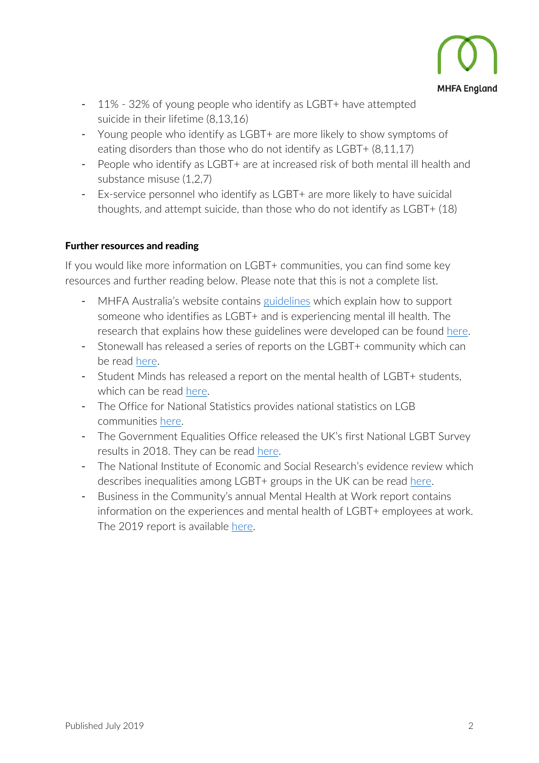- 11% - 32% of young people who identify as LGBT+ have attempted suicide in their lifetime (8,13,16)
- Young people who identify as LGBT+ are more likely to show symptoms of eating disorders than those who do not identify as LGBT+ (8,11,17)
- People who identify as LGBT+ are at increased risk of both mental ill health and substance misuse (1,2,7)
- Ex-service personnel who identify as LGBT+ are more likely to have suicidal thoughts, and attempt suicide, than those who do not identify as LGBT+ (18)

**Further resources and reading**

If you would like more information on LGBT+ communities, you can find some key resources and further reading below. Please note that this is not a complete list.

- MHFA Australia's website contains guidelines which explain how to support someone who identifies as LGBT+ and is experiencing mental ill health. The research that explains how these guidelines were developed can be found here.
- Stonewall has released a series of reports on the LGBT+ community which can be read here.
- Student Minds has released a report on the mental health of LGBT+ students, which can be read here.
- The Office for National Statistics provides national statistics on LGB communities here.
- The Government Equalities Office released the UK's first National LGBT Survey results in 2018. They can be read here.
- The National Institute of Economic and Social Research's evidence review which describes inequalities among LGBT+ groups in the UK can be read here.
- Business in the Community's annual Mental Health at Work report contains information on the experiences and mental health of LGBT+ employees at work. The 2019 report is available here.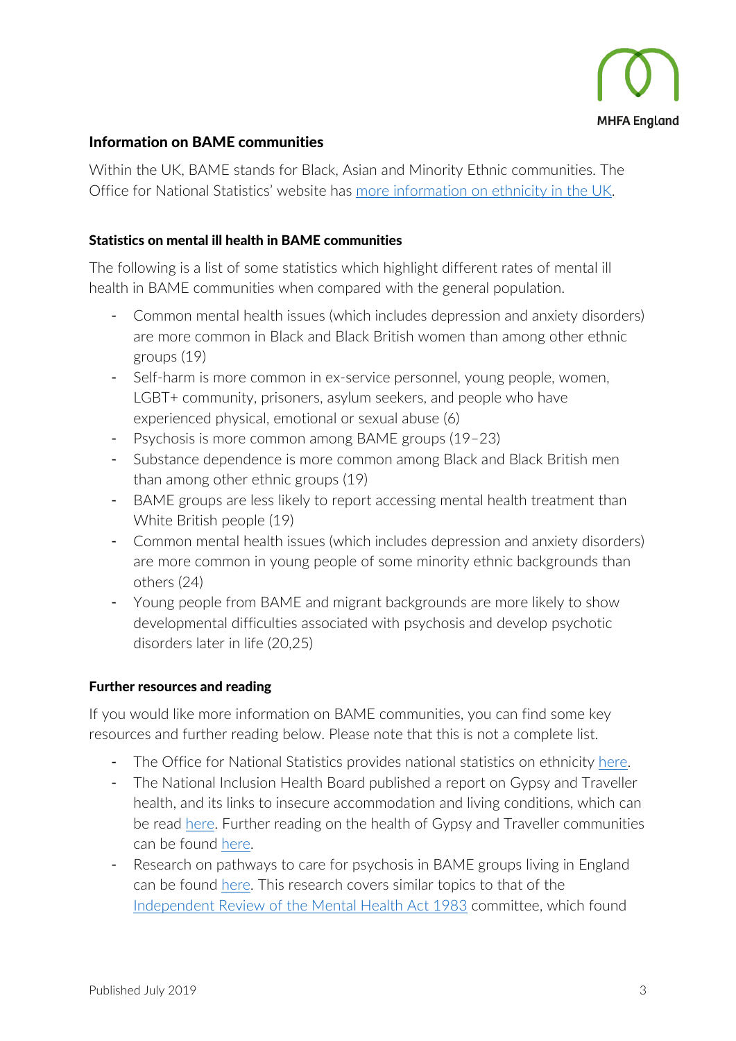## Information on BAME communities

Within the UK, BAME stands for Black, Asian and Minority Ethnic communities. The Office for National Statistics' website has more information on ethnicity in the UK.

### Statistics on mental ill health in BAME communities

The following is a list of some statistics which highlight different rates of mental ill health in BAME communities when compared with the general population.

- Common mental health issues (which includes depression and anxiety disorders) are more common in Black and Black British women than among other ethnic groups (19)
- Self-harm is more common in ex-service personnel, young people, women, LGBT+ community, prisoners, asylum seekers, and people who have experienced physical, emotional or sexual abuse (6)
- Psychosis is more common among BAME groups (19–23)
- Substance dependence is more common among Black and Black British men than among other ethnic groups (19)
- BAME groups are less likely to report accessing mental health treatment than White British people (19)
- Common mental health issues (which includes depression and anxiety disorders) are more common in young people of some minority ethnic backgrounds than others (24)
- Young people from BAME and migrant backgrounds are more likely to show developmental difficulties associated with psychosis and develop psychotic disorders later in life (20,25)

### Further resources and reading

If you would like more information on BAME communities, you can find some key resources and further reading below. Please note that this is not a complete list.

- The Office for National Statistics provides national statistics on ethnicity here.
- The National Inclusion Health Board published a report on Gypsy and Traveller health, and its links to insecure accommodation and living conditions, which can be read here. Further reading on the health of Gypsy and Traveller communities can be found here.
- Research on pathways to care for psychosis in BAME groups living in England can be found here. This research covers similar topics to that of the Independent Review of the Mental Health Act 1983 committee, which found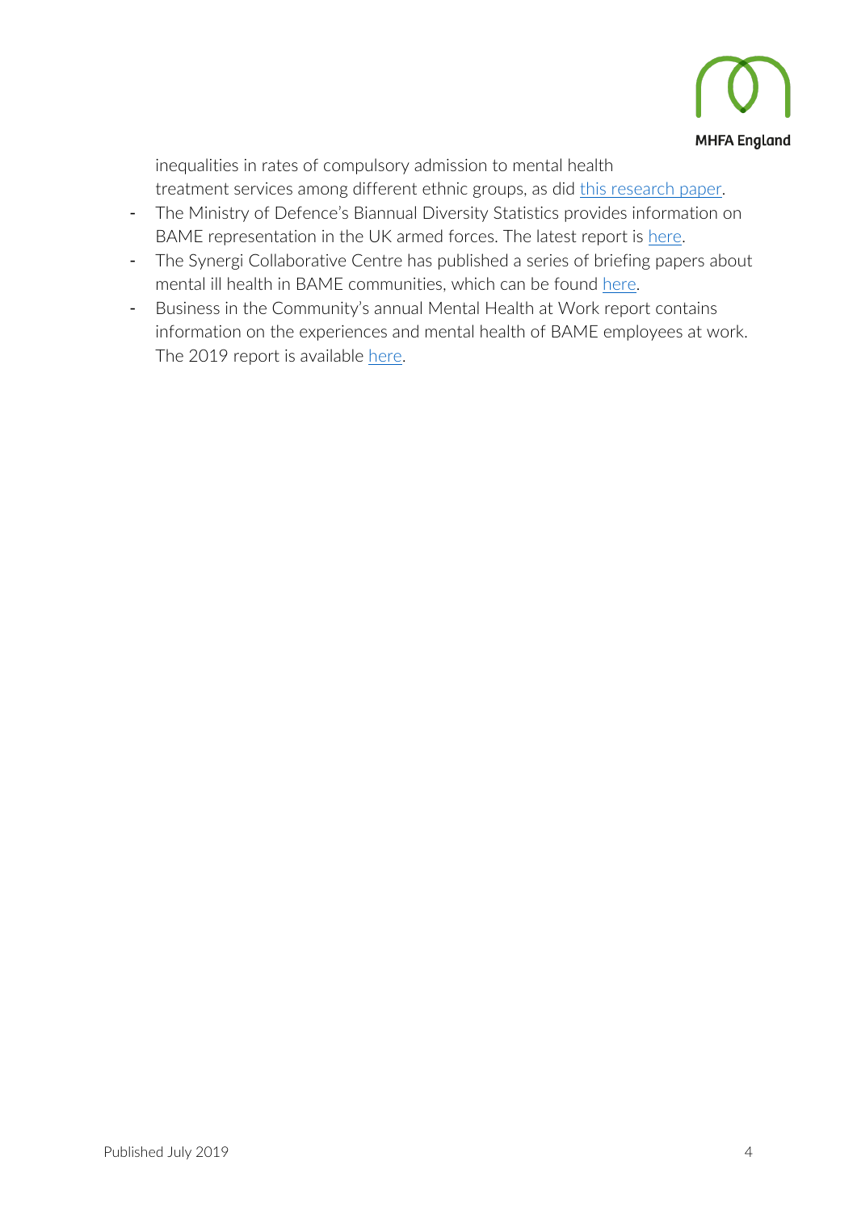inequalities in rates of compulsory admission to mental health treatment services among different ethnic groups, as did this research paper.

- The Ministry of Defence's Biannual Diversity Statistics provides information on BAME representation in the UK armed forces. The latest report is here.
- The Synergi Collaborative Centre has published a series of briefing papers about mental ill health in BAME communities, which can be found here.
- Business in the Community's annual Mental Health at Work report contains information on the experiences and mental health of BAME employees at work. The 2019 report is available here.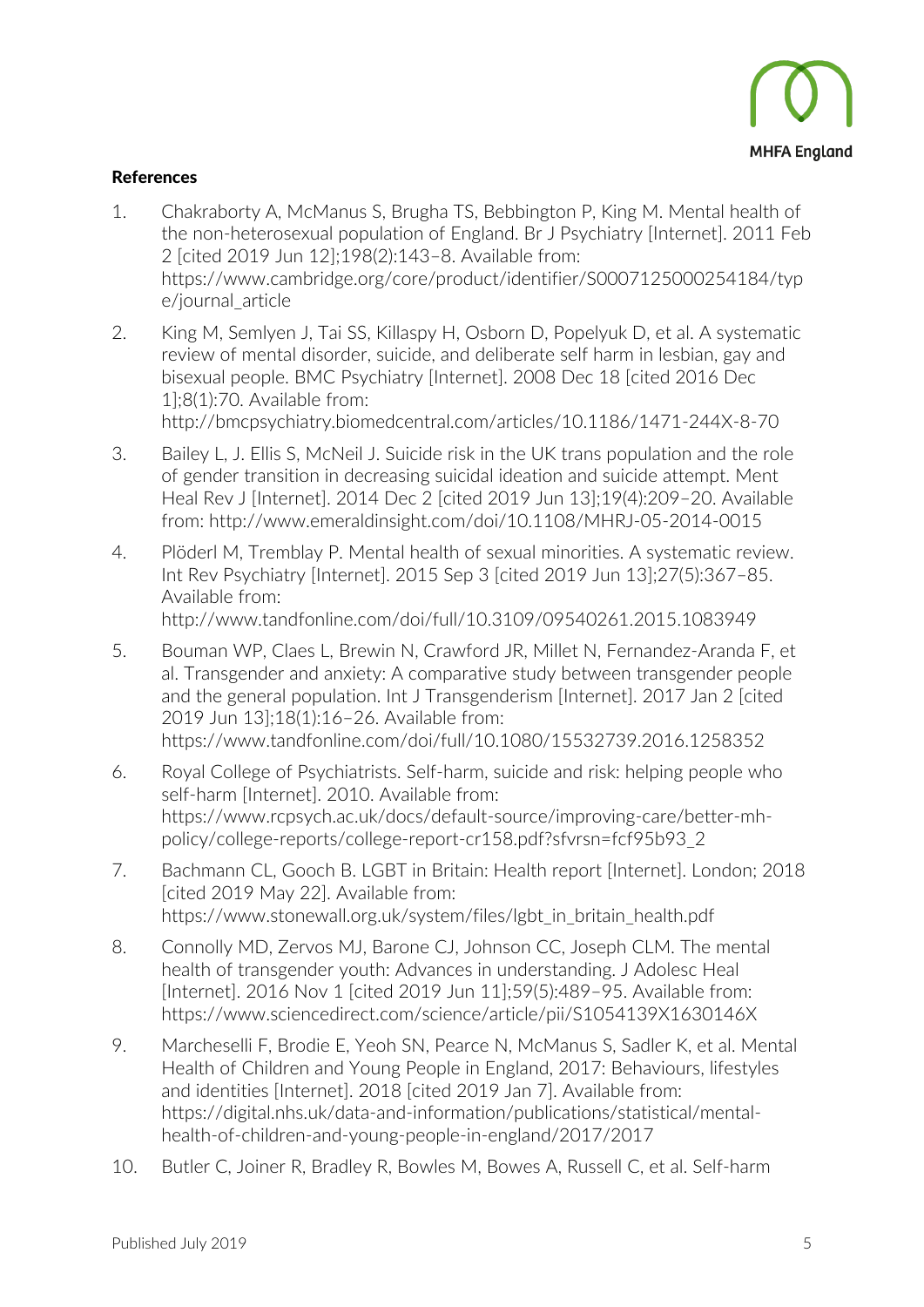**References**

1. Chakraborty A, McManus S, Brugha TS, Bebbington P, King M. Mental health of the non-heterosexual population of England. Br J Psychiatry [Internet]. 2011 Feb 2 [cited 2019 Jun 12];198(2):143–8. Available from: https://www.cambridge.org/core/product/identifier/S0007125000254184/type/journal_article
2. King M, Semlyen J, Tai SS, Killaspy H, Osborn D, Popelyuk D, et al. A systematic review of mental disorder, suicide, and deliberate self harm in lesbian, gay and bisexual people. BMC Psychiatry [Internet]. 2008 Dec 18 [cited 2016 Dec 1];8(1):70. Available from: http://bmcpsychiatry.biomedcentral.com/articles/10.1186/1471-244X-8-70
3. Bailey L, J. Ellis S, McNeil J. Suicide risk in the UK trans population and the role of gender transition in decreasing suicidal ideation and suicide attempt. Ment Heal Rev J [Internet]. 2014 Dec 2 [cited 2019 Jun 13];19(4):209–20. Available from: http://www.emeraldinsight.com/doi/10.1108/MHRJ-05-2014-0015
4. Plöderl M, Tremblay P. Mental health of sexual minorities. A systematic review. Int Rev Psychiatry [Internet]. 2015 Sep 3 [cited 2019 Jun 13];27(5):367–85. Available from: http://www.tandfonline.com/doi/full/10.3109/09540261.2015.1083949
5. Bouman WP, Claes L, Brewin N, Crawford JR, Millet N, Fernandez-Aranda F, et al. Transgender and anxiety: A comparative study between transgender people and the general population. Int J Transgenderism [Internet]. 2017 Jan 2 [cited 2019 Jun 13];18(1):16–26. Available from: https://www.tandfonline.com/doi/full/10.1080/15532739.2016.1258352
6. Royal College of Psychiatrists. Self-harm, suicide and risk: helping people who self-harm [Internet]. 2010. Available from: https://www.rcpsych.ac.uk/docs/default-source/improving-care/better-mh-policy/college-reports/college-report-cr158.pdf?sfvrsn=fcf95b93_2
7. Bachmann CL, Gooch B. LGBT in Britain: Health report [Internet]. London; 2018 [cited 2019 May 22]. Available from: https://www.stonewall.org.uk/system/files/lgbt_in_britain_health.pdf
8. Connolly MD, Zervos MJ, Barone CJ, Johnson CC, Joseph CLM. The mental health of transgender youth: Advances in understanding. J Adolesc Heal [Internet]. 2016 Nov 1 [cited 2019 Jun 11];59(5):489–95. Available from: https://www.sciencedirect.com/science/article/pii/S1054139X1630146X
9. Marcheselli F, Brodie E, Yeoh SN, Pearce N, McManus S, Sadler K, et al. Mental Health of Children and Young People in England, 2017: Behaviours, lifestyles and identities [Internet]. 2018 [cited 2019 Jan 7]. Available from: https://digital.nhs.uk/data-and-information/publications/statistical/mental-health-of-children-and-young-people-in-england/2017/2017
10. Butler C, Joiner R, Bradley R, Bowles M, Bowes A, Russell C, et al. Self-harm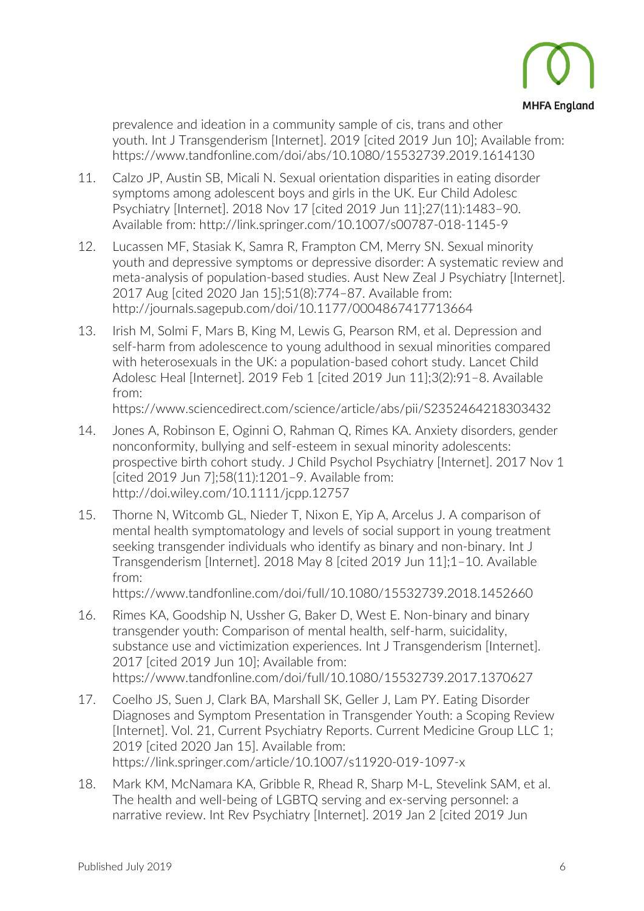prevalence and ideation in a community sample of cis, trans and other youth. Int J Transgenderism [Internet]. 2019 [cited 2019 Jun 10]; Available from: https://www.tandfonline.com/doi/abs/10.1080/15532739.2019.1614130

11. Calzo JP, Austin SB, Micali N. Sexual orientation disparities in eating disorder symptoms among adolescent boys and girls in the UK. Eur Child Adolesc Psychiatry [Internet]. 2018 Nov 17 [cited 2019 Jun 11];27(11):1483–90. Available from: http://link.springer.com/10.1007/s00787-018-1145-9
12. Lucassen MF, Stasiak K, Samra R, Frampton CM, Merry SN. Sexual minority youth and depressive symptoms or depressive disorder: A systematic review and meta-analysis of population-based studies. Aust New Zeal J Psychiatry [Internet]. 2017 Aug [cited 2020 Jan 15];51(8):774–87. Available from: http://journals.sagepub.com/doi/10.1177/0004867417713664
13. Irish M, Solmi F, Mars B, King M, Lewis G, Pearson RM, et al. Depression and self-harm from adolescence to young adulthood in sexual minorities compared with heterosexuals in the UK: a population-based cohort study. Lancet Child Adolesc Heal [Internet]. 2019 Feb 1 [cited 2019 Jun 11];3(2):91–8. Available from: https://www.sciencedirect.com/science/article/abs/pii/S2352464218303432
14. Jones A, Robinson E, Oginni O, Rahman Q, Rimes KA. Anxiety disorders, gender nonconformity, bullying and self-esteem in sexual minority adolescents: prospective birth cohort study. J Child Psychol Psychiatry [Internet]. 2017 Nov 1 [cited 2019 Jun 7];58(11):1201–9. Available from: http://doi.wiley.com/10.1111/jcpp.12757
15. Thorne N, Witcomb GL, Nieder T, Nixon E, Yip A, Arcelus J. A comparison of mental health symptomatology and levels of social support in young treatment seeking transgender individuals who identify as binary and non-binary. Int J Transgenderism [Internet]. 2018 May 8 [cited 2019 Jun 11];1–10. Available from: https://www.tandfonline.com/doi/full/10.1080/15532739.2018.1452660
16. Rimes KA, Goodship N, Ussher G, Baker D, West E. Non-binary and binary transgender youth: Comparison of mental health, self-harm, suicidality, substance use and victimization experiences. Int J Transgenderism [Internet]. 2017 [cited 2019 Jun 10]; Available from: https://www.tandfonline.com/doi/full/10.1080/15532739.2017.1370627
17. Coelho JS, Suen J, Clark BA, Marshall SK, Geller J, Lam PY. Eating Disorder Diagnoses and Symptom Presentation in Transgender Youth: a Scoping Review [Internet]. Vol. 21, Current Psychiatry Reports. Current Medicine Group LLC 1; 2019 [cited 2020 Jan 15]. Available from: https://link.springer.com/article/10.1007/s11920-019-1097-x
18. Mark KM, McNamara KA, Gribble R, Rhead R, Sharp M-L, Stevelink SAM, et al. The health and well-being of LGBTQ serving and ex-serving personnel: a narrative review. Int Rev Psychiatry [Internet]. 2019 Jan 2 [cited 2019 Jun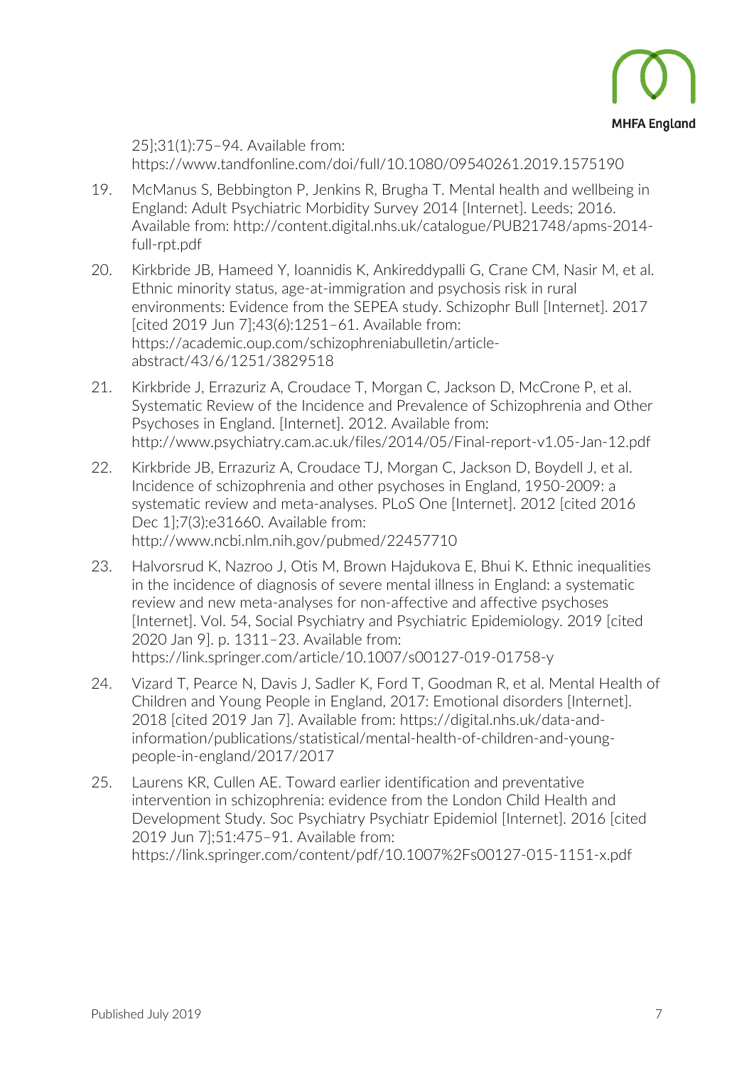25];31(1):75–94. Available from: https://www.tandfonline.com/doi/full/10.1080/09540261.2019.1575190

19. McManus S, Bebbington P, Jenkins R, Brugha T. Mental health and wellbeing in England: Adult Psychiatric Morbidity Survey 2014 [Internet]. Leeds; 2016. Available from: http://content.digital.nhs.uk/catalogue/PUB21748/apms-2014-full-rpt.pdf
20. Kirkbride JB, Hameed Y, Ioannidis K, Ankireddypalli G, Crane CM, Nasir M, et al. Ethnic minority status, age-at-immigration and psychosis risk in rural environments: Evidence from the SEPEA study. Schizophr Bull [Internet]. 2017 [cited 2019 Jun 7];43(6):1251–61. Available from: https://academic.oup.com/schizophreniabulletin/article-abstract/43/6/1251/3829518
21. Kirkbride J, Errazuriz A, Croudace T, Morgan C, Jackson D, McCrone P, et al. Systematic Review of the Incidence and Prevalence of Schizophrenia and Other Psychoses in England. [Internet]. 2012. Available from: http://www.psychiatry.cam.ac.uk/files/2014/05/Final-report-v1.05-Jan-12.pdf
22. Kirkbride JB, Errazuriz A, Croudace TJ, Morgan C, Jackson D, Boydell J, et al. Incidence of schizophrenia and other psychoses in England, 1950-2009: a systematic review and meta-analyses. PLoS One [Internet]. 2012 [cited 2016 Dec 1];7(3):e31660. Available from: http://www.ncbi.nlm.nih.gov/pubmed/22457710
23. Halvorsrud K, Nazroo J, Otis M, Brown Hajdukova E, Bhui K. Ethnic inequalities in the incidence of diagnosis of severe mental illness in England: a systematic review and new meta-analyses for non-affective and affective psychoses [Internet]. Vol. 54, Social Psychiatry and Psychiatric Epidemiology. 2019 [cited 2020 Jan 9]. p. 1311–23. Available from: https://link.springer.com/article/10.1007/s00127-019-01758-y
24. Vizard T, Pearce N, Davis J, Sadler K, Ford T, Goodman R, et al. Mental Health of Children and Young People in England, 2017: Emotional disorders [Internet]. 2018 [cited 2019 Jan 7]. Available from: https://digital.nhs.uk/data-and-information/publications/statistical/mental-health-of-children-and-young-people-in-england/2017/2017
25. Laurens KR, Cullen AE. Toward earlier identification and preventative intervention in schizophrenia: evidence from the London Child Health and Development Study. Soc Psychiatry Psychiatr Epidemiol [Internet]. 2016 [cited 2019 Jun 7];51:475–91. Available from: https://link.springer.com/content/pdf/10.1007%2Fs00127-015-1151-x.pdf